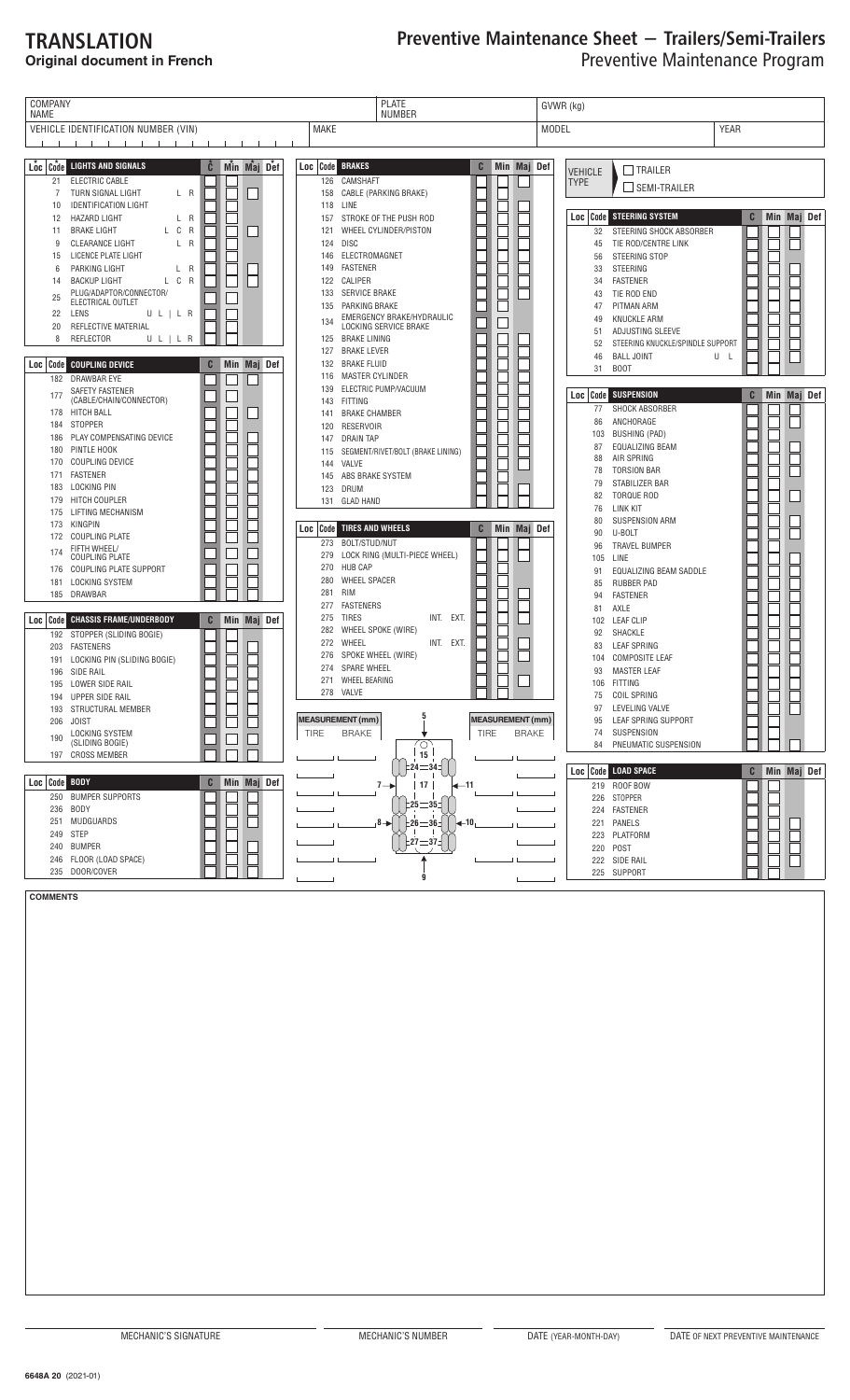# TRANSLATION
**Original document in French**

# Preventive Maintenance Sheet — Trailers/Semi-Trailers
## Preventive Maintenance Program

| COMPANY NAME | | PLATE NUMBER | GVWR (kg) | |
|---|---|---|---|---|
| VEHICLE IDENTIFICATION NUMBER (VIN) | MAKE | | MODEL | YEAR |

| Loc | Code | LIGHTS AND SIGNALS | | C | Min | Maj | Def |
|---|---|---|---|---|---|---|---|
| | 21 | ELECTRIC CABLE | | | | | |
| | 7 | TURN SIGNAL LIGHT | L R | | | | |
| | 10 | IDENTIFICATION LIGHT | | | | | |
| | 12 | HAZARD LIGHT | L R | | | | |
| | 11 | BRAKE LIGHT | L C R | | | | |
| | 9 | CLEARANCE LIGHT | L R | | | | |
| | 15 | LICENCE PLATE LIGHT | | | | | |
| | 6 | PARKING LIGHT | L R | | | | |
| | 14 | BACKUP LIGHT | L C R | | | | |
| | 25 | PLUG/ADAPTOR/CONNECTOR/ ELECTRICAL OUTLET | | | | | |
| | 22 | LENS | U L \| L R | | | | |
| | 20 | REFLECTIVE MATERIAL | | | | | |
| | 8 | REFLECTOR | U L \| L R | | | | |

| Loc | Code | COUPLING DEVICE | C | Min | Maj | Def |
|---|---|---|---|---|---|---|
| | 182 | DRAWBAR EYE | | | | |
| | 177 | SAFETY FASTENER (CABLE/CHAIN/CONNECTOR) | | | | |
| | 178 | HITCH BALL | | | | |
| | 184 | STOPPER | | | | |
| | 186 | PLAY COMPENSATING DEVICE | | | | |
| | 180 | PINTLE HOOK | | | | |
| | 170 | COUPLING DEVICE | | | | |
| | 171 | FASTENER | | | | |
| | 183 | LOCKING PIN | | | | |
| | 179 | HITCH COUPLER | | | | |
| | 175 | LIFTING MECHANISM | | | | |
| | 173 | KINGPIN | | | | |
| | 172 | COUPLING PLATE | | | | |
| | 174 | FIFTH WHEEL/ COUPLING PLATE | | | | |
| | 176 | COUPLING PLATE SUPPORT | | | | |
| | 181 | LOCKING SYSTEM | | | | |
| | 185 | DRAWBAR | | | | |

| Loc | Code | CHASSIS FRAME/UNDERBODY | C | Min | Maj | Def |
|---|---|---|---|---|---|---|
| | 192 | STOPPER (SLIDING BOGIE) | | | | |
| | 203 | FASTENERS | | | | |
| | 191 | LOCKING PIN (SLIDING BOGIE) | | | | |
| | 196 | SIDE RAIL | | | | |
| | 195 | LOWER SIDE RAIL | | | | |
| | 194 | UPPER SIDE RAIL | | | | |
| | 193 | STRUCTURAL MEMBER | | | | |
| | 206 | JOIST | | | | |
| | 190 | LOCKING SYSTEM (SLIDING BOGIE) | | | | |
| | 197 | CROSS MEMBER | | | | |

| Loc | Code | BODY | C | Min | Maj | Def |
|---|---|---|---|---|---|---|
| | 250 | BUMPER SUPPORTS | | | | |
| | 236 | BODY | | | | |
| | 251 | MUDGUARDS | | | | |
| | 249 | STEP | | | | |
| | 240 | BUMPER | | | | |
| | 246 | FLOOR (LOAD SPACE) | | | | |
| | 235 | DOOR/COVER | | | | |

| Loc | Code | BRAKES | C | Min | Maj | Def |
|---|---|---|---|---|---|---|
| | 126 | CAMSHAFT | | | | |
| | 158 | CABLE (PARKING BRAKE) | | | | |
| | 118 | LINE | | | | |
| | 157 | STROKE OF THE PUSH ROD | | | | |
| | 121 | WHEEL CYLINDER/PISTON | | | | |
| | 124 | DISC | | | | |
| | 146 | ELECTROMAGNET | | | | |
| | 149 | FASTENER | | | | |
| | 122 | CALIPER | | | | |
| | 133 | SERVICE BRAKE | | | | |
| | 135 | PARKING BRAKE | | | | |
| | 134 | EMERGENCY BRAKE/HYDRAULIC LOCKING SERVICE BRAKE | | | | |
| | 125 | BRAKE LINING | | | | |
| | 127 | BRAKE LEVER | | | | |
| | 132 | BRAKE FLUID | | | | |
| | 116 | MASTER CYLINDER | | | | |
| | 139 | ELECTRIC PUMP/VACUUM | | | | |
| | 143 | FITTING | | | | |
| | 141 | BRAKE CHAMBER | | | | |
| | 120 | RESERVOIR | | | | |
| | 147 | DRAIN TAP | | | | |
| | 115 | SEGMENT/RIVET/BOLT (BRAKE LINING) | | | | |
| | 144 | VALVE | | | | |
| | 145 | ABS BRAKE SYSTEM | | | | |
| | 123 | DRUM | | | | |
| | 131 | GLAD HAND | | | | |

| Loc | Code | TIRES AND WHEELS | | C | Min | Maj | Def |
|---|---|---|---|---|---|---|---|
| | 273 | BOLT/STUD/NUT | | | | | |
| | 279 | LOCK RING (MULTI-PIECE WHEEL) | | | | | |
| | 270 | HUB CAP | | | | | |
| | 280 | WHEEL SPACER | | | | | |
| | 281 | RIM | | | | | |
| | 277 | FASTENERS | | | | | |
| | 275 | TIRES | INT. EXT. | | | | |
| | 282 | WHEEL SPOKE (WIRE) | | | | | |
| | 272 | WHEEL | INT. EXT. | | | | |
| | 276 | SPOKE WHEEL (WIRE) | | | | | |
| | 274 | SPARE WHEEL | | | | | |
| | 271 | WHEEL BEARING | | | | | |
| | 278 | VALVE | | | | | |

| MEASUREMENT (mm) | | Wheel position | MEASUREMENT (mm) | |
|---|---|---|---|---|
| TIRE | BRAKE | | TIRE | BRAKE |
| | | 5 | | |
| | | 15 | | |
| | | 24 — 34 | | |
| | | 7 → 17 ← 11 | | |
| | | 25 — 35 | | |
| | | 8 → 26 — 36 ← 10 | | |
| | | 27 — 37 | | |
| | | 9 | | |

VEHICLE TYPE: ☐ TRAILER ☐ SEMI-TRAILER

| Loc | Code | STEERING SYSTEM | | C | Min | Maj | Def |
|---|---|---|---|---|---|---|---|
| | 32 | STEERING SHOCK ABSORBER | | | | | |
| | 45 | TIE ROD/CENTRE LINK | | | | | |
| | 56 | STEERING STOP | | | | | |
| | 33 | STEERING | | | | | |
| | 34 | FASTENER | | | | | |
| | 43 | TIE ROD END | | | | | |
| | 47 | PITMAN ARM | | | | | |
| | 49 | KNUCKLE ARM | | | | | |
| | 51 | ADJUSTING SLEEVE | | | | | |
| | 52 | STEERING KNUCKLE/SPINDLE SUPPORT | | | | | |
| | 46 | BALL JOINT | U L | | | | |
| | 31 | BOOT | | | | | |

| Loc | Code | SUSPENSION | C | Min | Maj | Def |
|---|---|---|---|---|---|---|
| | 77 | SHOCK ABSORBER | | | | |
| | 86 | ANCHORAGE | | | | |
| | 103 | BUSHING (PAD) | | | | |
| | 87 | EQUALIZING BEAM | | | | |
| | 88 | AIR SPRING | | | | |
| | 78 | TORSION BAR | | | | |
| | 79 | STABILIZER BAR | | | | |
| | 82 | TORQUE ROD | | | | |
| | 76 | LINK KIT | | | | |
| | 80 | SUSPENSION ARM | | | | |
| | 90 | U-BOLT | | | | |
| | 96 | TRAVEL BUMPER | | | | |
| | 105 | LINE | | | | |
| | 91 | EQUALIZING BEAM SADDLE | | | | |
| | 85 | RUBBER PAD | | | | |
| | 94 | FASTENER | | | | |
| | 81 | AXLE | | | | |
| | 102 | LEAF CLIP | | | | |
| | 92 | SHACKLE | | | | |
| | 83 | LEAF SPRING | | | | |
| | 104 | COMPOSITE LEAF | | | | |
| | 93 | MASTER LEAF | | | | |
| | 106 | FITTING | | | | |
| | 75 | COIL SPRING | | | | |
| | 97 | LEVELING VALVE | | | | |
| | 95 | LEAF SPRING SUPPORT | | | | |
| | 74 | SUSPENSION | | | | |
| | 84 | PNEUMATIC SUSPENSION | | | | |

| Loc | Code | LOAD SPACE | C | Min | Maj | Def |
|---|---|---|---|---|---|---|
| | 219 | ROOF BOW | | | | |
| | 226 | STOPPER | | | | |
| | 224 | FASTENER | | | | |
| | 221 | PANELS | | | | |
| | 223 | PLATFORM | | | | |
| | 220 | POST | | | | |
| | 222 | SIDE RAIL | | | | |
| | 225 | SUPPORT | | | | |

**COMMENTS**

| MECHANIC'S SIGNATURE | MECHANIC'S NUMBER | DATE (YEAR-MONTH-DAY) | DATE OF NEXT PREVENTIVE MAINTENANCE |
|---|---|---|---|

**6648A 20** (2021-01)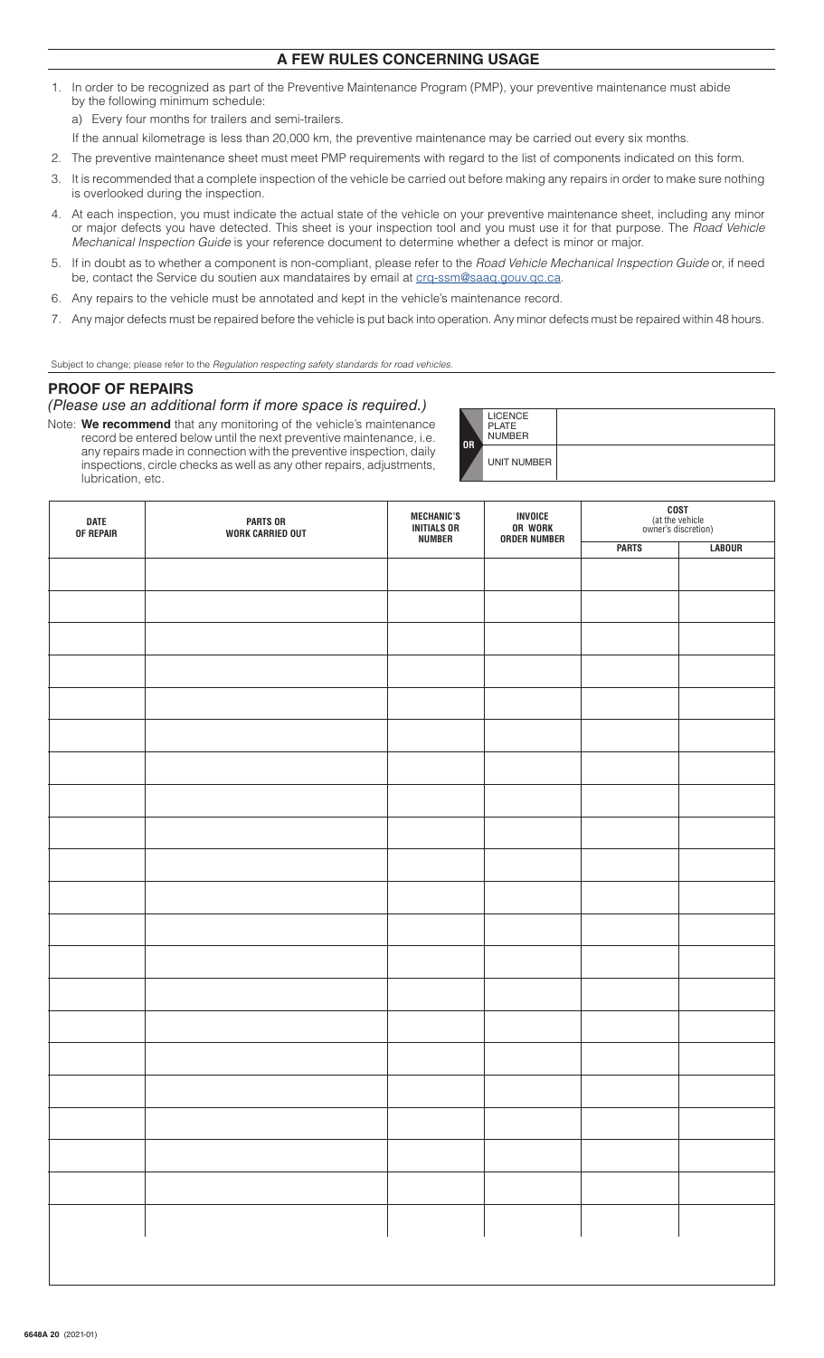## A FEW RULES CONCERNING USAGE

1. In order to be recognized as part of the Preventive Maintenance Program (PMP), your preventive maintenance must abide by the following minimum schedule:
   a) Every four months for trailers and semi-trailers.

   If the annual kilometrage is less than 20,000 km, the preventive maintenance may be carried out every six months.
2. The preventive maintenance sheet must meet PMP requirements with regard to the list of components indicated on this form.
3. It is recommended that a complete inspection of the vehicle be carried out before making any repairs in order to make sure nothing is overlooked during the inspection.
4. At each inspection, you must indicate the actual state of the vehicle on your preventive maintenance sheet, including any minor or major defects you have detected. This sheet is your inspection tool and you must use it for that purpose. The *Road Vehicle Mechanical Inspection Guide* is your reference document to determine whether a defect is minor or major.
5. If in doubt as to whether a component is non-compliant, please refer to the *Road Vehicle Mechanical Inspection Guide* or, if need be, contact the Service du soutien aux mandataires by email at crq-ssm@saaq.gouv.qc.ca.
6. Any repairs to the vehicle must be annotated and kept in the vehicle's maintenance record.
7. Any major defects must be repaired before the vehicle is put back into operation. Any minor defects must be repaired within 48 hours.

Subject to change; please refer to the *Regulation respecting safety standards for road vehicles.*

## PROOF OF REPAIRS

*(Please use an additional form if more space is required.)*

Note: **We recommend** that any monitoring of the vehicle's maintenance record be entered below until the next preventive maintenance, i.e. any repairs made in connection with the preventive inspection, daily inspections, circle checks as well as any other repairs, adjustments, lubrication, etc.

| | |
|---|---|
| LICENCE PLATE NUMBER | |
| OR | |
| UNIT NUMBER | |

| DATE OF REPAIR | PARTS OR WORK CARRIED OUT | MECHANIC'S INITIALS OR NUMBER | INVOICE OR WORK ORDER NUMBER | COST (at the vehicle owner's discretion) | |
|---|---|---|---|---|---|
| | | | | PARTS | LABOUR |
| | | | | | |
| | | | | | |
| | | | | | |
| | | | | | |
| | | | | | |
| | | | | | |
| | | | | | |
| | | | | | |
| | | | | | |
| | | | | | |
| | | | | | |
| | | | | | |
| | | | | | |
| | | | | | |
| | | | | | |
| | | | | | |
| | | | | | |
| | | | | | |
| | | | | | |
| | | | | | |
| | | | | | |

6648A 20 (2021-01)